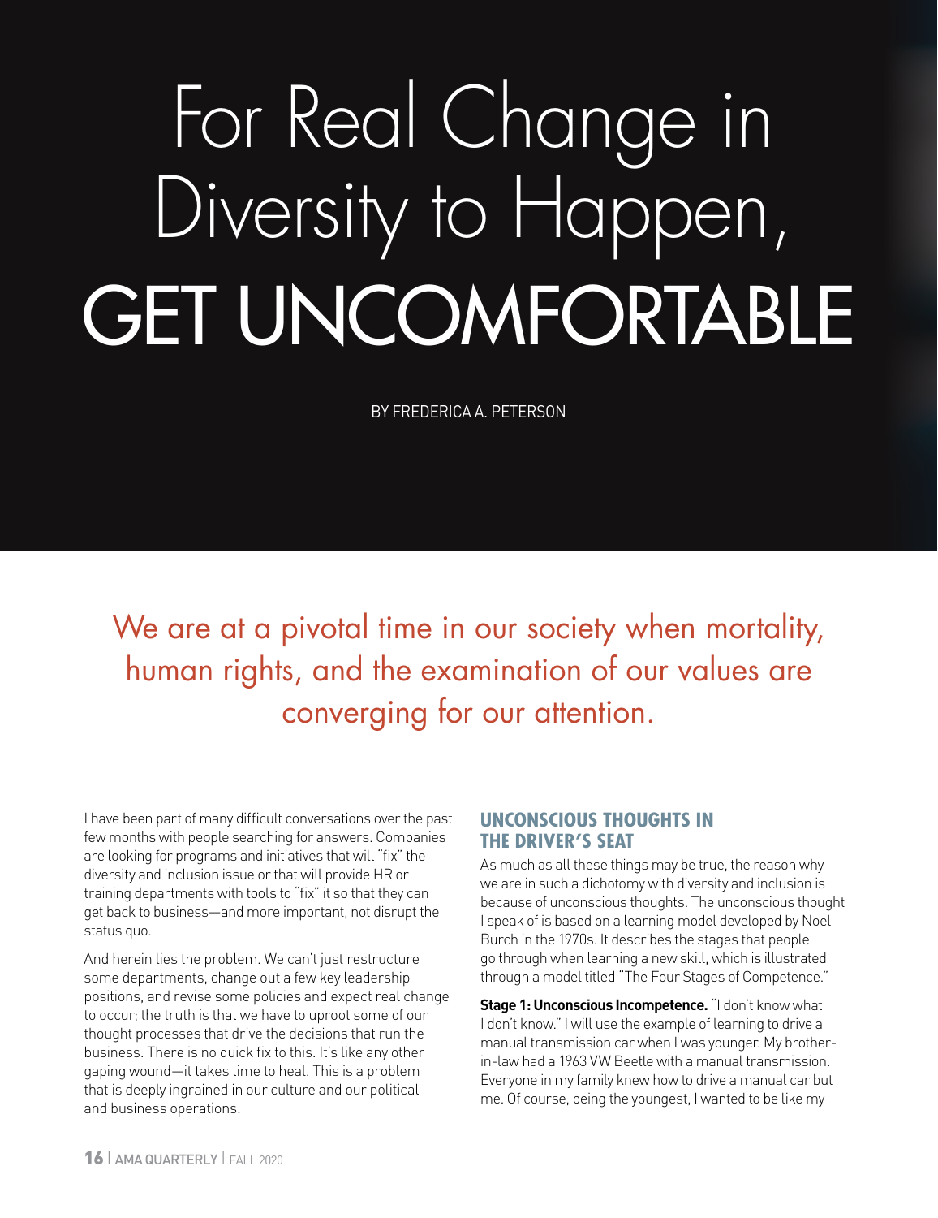# For Real Change in Diversity to Happen, GET UNCOMFORTABLE

BY FREDERICA A. PETERSON

We are at a pivotal time in our society when mortality, human rights, and the examination of our values are converging for our attention.

I have been part of many difficult conversations over the past few months with people searching for answers. Companies are looking for programs and initiatives that will "fix" the diversity and inclusion issue or that will provide HR or training departments with tools to "fix" it so that they can get back to business—and more important, not disrupt the status quo.

And herein lies the problem. We can't just restructure some departments, change out a few key leadership positions, and revise some policies and expect real change to occur; the truth is that we have to uproot some of our thought processes that drive the decisions that run the business. There is no quick fix to this. It's like any other gaping wound—it takes time to heal. This is a problem that is deeply ingrained in our culture and our political and business operations.

## UNCONSCIOUS THOUGHTS IN THE DRIVER'S SEAT

As much as all these things may be true, the reason why we are in such a dichotomy with diversity and inclusion is because of unconscious thoughts. The unconscious thought I speak of is based on a learning model developed by Noel Burch in the 1970s. It describes the stages that people go through when learning a new skill, which is illustrated through a model titled "The Four Stages of Competence."

**Stage 1: Unconscious Incompetence.** "I don't know what I don't know." I will use the example of learning to drive a manual transmission car when I was younger. My brother-in-law had a 1963 VW Beetle with a manual transmission. Everyone in my family knew how to drive a manual car but me. Of course, being the youngest, I wanted to be like my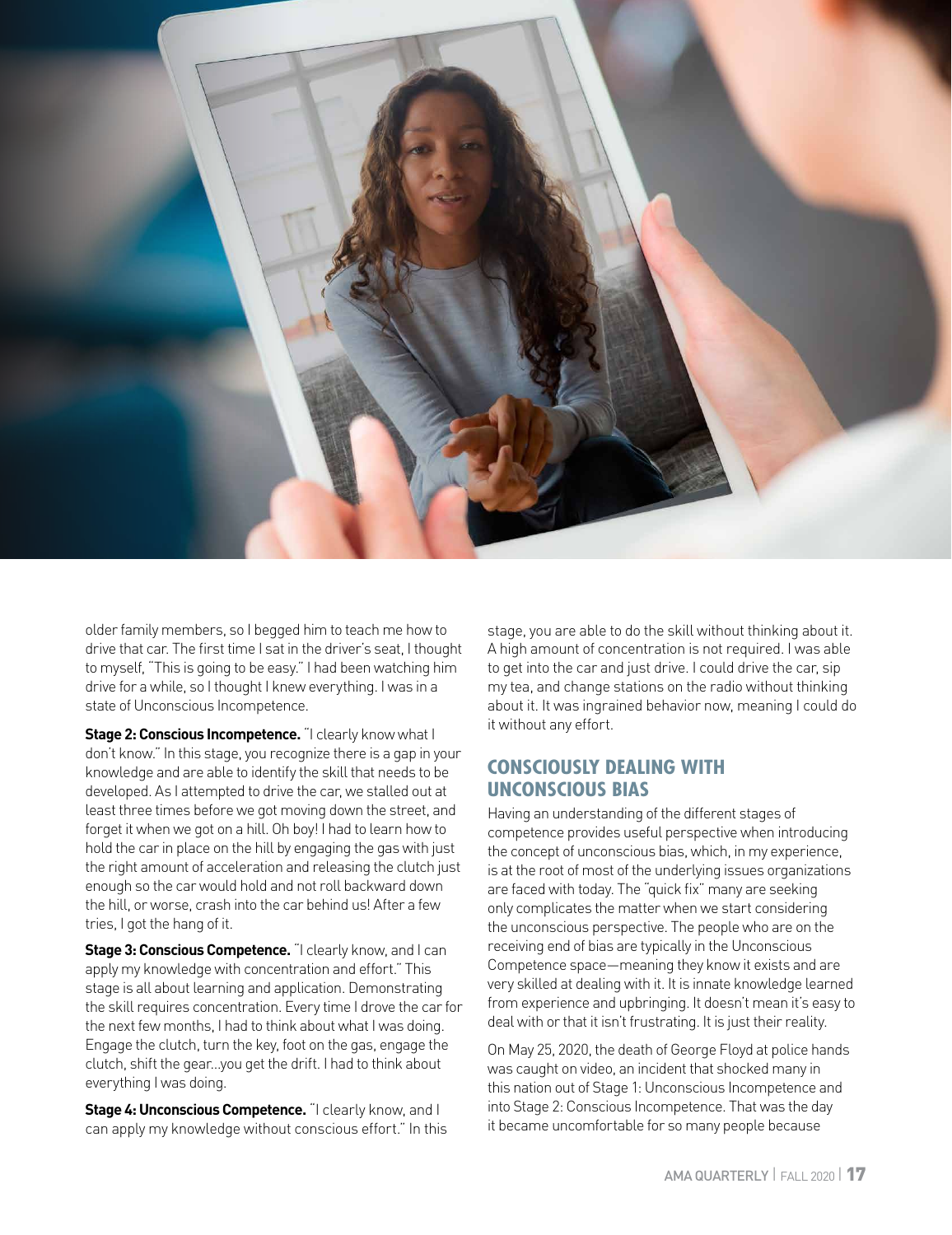older family members, so I begged him to teach me how to drive that car. The first time I sat in the driver's seat, I thought to myself, "This is going to be easy." I had been watching him drive for a while, so I thought I knew everything. I was in a state of Unconscious Incompetence.

**Stage 2: Conscious Incompetence.** "I clearly know what I don't know." In this stage, you recognize there is a gap in your knowledge and are able to identify the skill that needs to be developed. As I attempted to drive the car, we stalled out at least three times before we got moving down the street, and forget it when we got on a hill. Oh boy! I had to learn how to hold the car in place on the hill by engaging the gas with just the right amount of acceleration and releasing the clutch just enough so the car would hold and not roll backward down the hill, or worse, crash into the car behind us! After a few tries, I got the hang of it.

**Stage 3: Conscious Competence.** "I clearly know, and I can apply my knowledge with concentration and effort." This stage is all about learning and application. Demonstrating the skill requires concentration. Every time I drove the car for the next few months, I had to think about what I was doing. Engage the clutch, turn the key, foot on the gas, engage the clutch, shift the gear…you get the drift. I had to think about everything I was doing.

**Stage 4: Unconscious Competence.** "I clearly know, and I can apply my knowledge without conscious effort." In this stage, you are able to do the skill without thinking about it. A high amount of concentration is not required. I was able to get into the car and just drive. I could drive the car, sip my tea, and change stations on the radio without thinking about it. It was ingrained behavior now, meaning I could do it without any effort.

## CONSCIOUSLY DEALING WITH UNCONSCIOUS BIAS

Having an understanding of the different stages of competence provides useful perspective when introducing the concept of unconscious bias, which, in my experience, is at the root of most of the underlying issues organizations are faced with today. The "quick fix" many are seeking only complicates the matter when we start considering the unconscious perspective. The people who are on the receiving end of bias are typically in the Unconscious Competence space—meaning they know it exists and are very skilled at dealing with it. It is innate knowledge learned from experience and upbringing. It doesn't mean it's easy to deal with or that it isn't frustrating. It is just their reality.

On May 25, 2020, the death of George Floyd at police hands was caught on video, an incident that shocked many in this nation out of Stage 1: Unconscious Incompetence and into Stage 2: Conscious Incompetence. That was the day it became uncomfortable for so many people because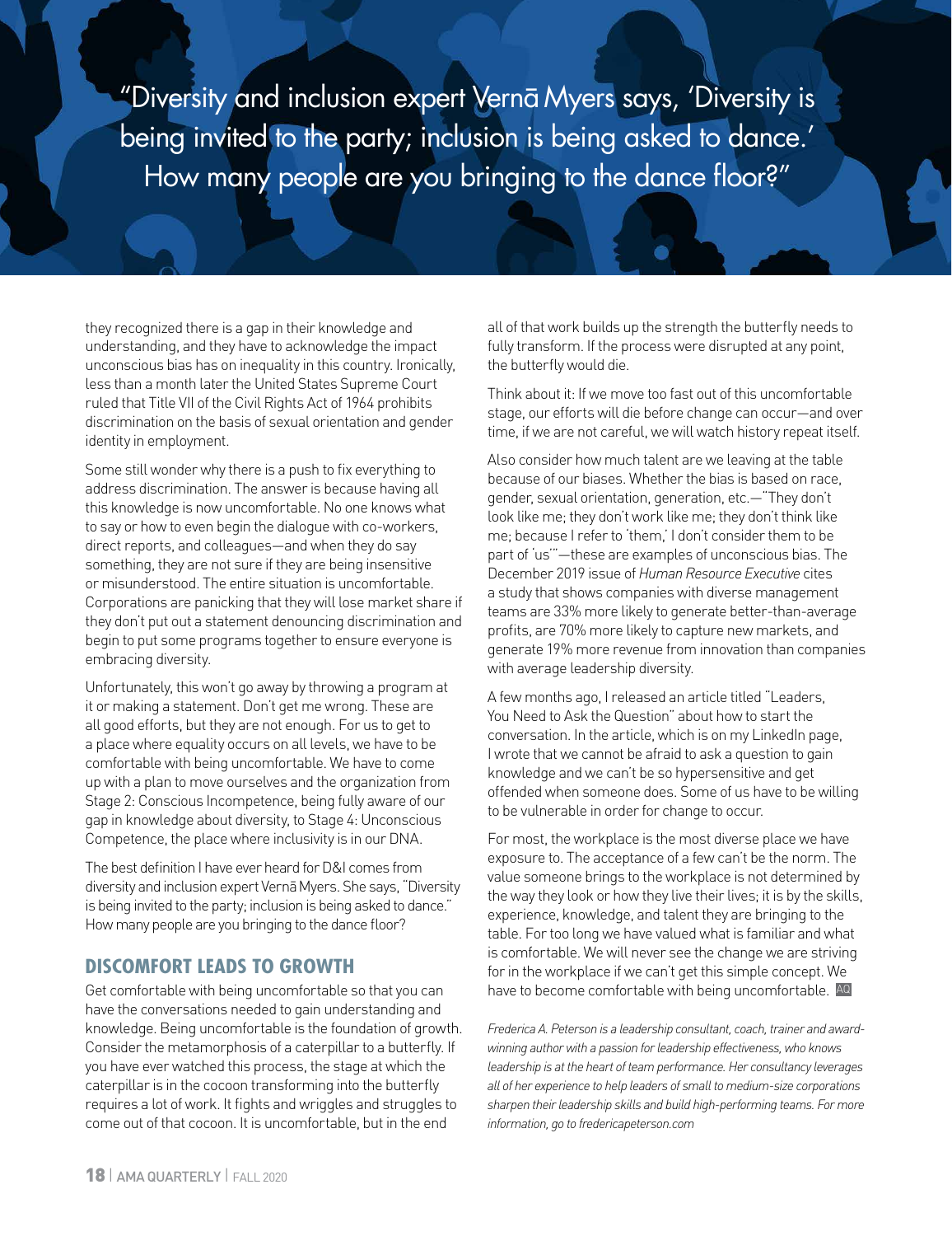"Diversity and inclusion expert Vernā Myers says, 'Diversity is being invited to the party; inclusion is being asked to dance.' How many people are you bringing to the dance floor?"

they recognized there is a gap in their knowledge and understanding, and they have to acknowledge the impact unconscious bias has on inequality in this country. Ironically, less than a month later the United States Supreme Court ruled that Title VII of the Civil Rights Act of 1964 prohibits discrimination on the basis of sexual orientation and gender identity in employment.

Some still wonder why there is a push to fix everything to address discrimination. The answer is because having all this knowledge is now uncomfortable. No one knows what to say or how to even begin the dialogue with co-workers, direct reports, and colleagues—and when they do say something, they are not sure if they are being insensitive or misunderstood. The entire situation is uncomfortable. Corporations are panicking that they will lose market share if they don't put out a statement denouncing discrimination and begin to put some programs together to ensure everyone is embracing diversity.

Unfortunately, this won't go away by throwing a program at it or making a statement. Don't get me wrong. These are all good efforts, but they are not enough. For us to get to a place where equality occurs on all levels, we have to be comfortable with being uncomfortable. We have to come up with a plan to move ourselves and the organization from Stage 2: Conscious Incompetence, being fully aware of our gap in knowledge about diversity, to Stage 4: Unconscious Competence, the place where inclusivity is in our DNA.

The best definition I have ever heard for D&I comes from diversity and inclusion expert Vernā Myers. She says, "Diversity is being invited to the party; inclusion is being asked to dance." How many people are you bringing to the dance floor?

## DISCOMFORT LEADS TO GROWTH

Get comfortable with being uncomfortable so that you can have the conversations needed to gain understanding and knowledge. Being uncomfortable is the foundation of growth. Consider the metamorphosis of a caterpillar to a butterfly. If you have ever watched this process, the stage at which the caterpillar is in the cocoon transforming into the butterfly requires a lot of work. It fights and wriggles and struggles to come out of that cocoon. It is uncomfortable, but in the end all of that work builds up the strength the butterfly needs to fully transform. If the process were disrupted at any point, the butterfly would die.

Think about it: If we move too fast out of this uncomfortable stage, our efforts will die before change can occur—and over time, if we are not careful, we will watch history repeat itself.

Also consider how much talent are we leaving at the table because of our biases. Whether the bias is based on race, gender, sexual orientation, generation, etc.—"They don't look like me; they don't work like me; they don't think like me; because I refer to 'them,' I don't consider them to be part of 'us'"—these are examples of unconscious bias. The December 2019 issue of *Human Resource Executive* cites a study that shows companies with diverse management teams are 33% more likely to generate better-than-average profits, are 70% more likely to capture new markets, and generate 19% more revenue from innovation than companies with average leadership diversity.

A few months ago, I released an article titled "Leaders, You Need to Ask the Question" about how to start the conversation. In the article, which is on my LinkedIn page, I wrote that we cannot be afraid to ask a question to gain knowledge and we can't be so hypersensitive and get offended when someone does. Some of us have to be willing to be vulnerable in order for change to occur.

For most, the workplace is the most diverse place we have exposure to. The acceptance of a few can't be the norm. The value someone brings to the workplace is not determined by the way they look or how they live their lives; it is by the skills, experience, knowledge, and talent they are bringing to the table. For too long we have valued what is familiar and what is comfortable. We will never see the change we are striving for in the workplace if we can't get this simple concept. We have to become comfortable with being uncomfortable. AQ

*Frederica A. Peterson is a leadership consultant, coach, trainer and award-winning author with a passion for leadership effectiveness, who knows leadership is at the heart of team performance. Her consultancy leverages all of her experience to help leaders of small to medium-size corporations sharpen their leadership skills and build high-performing teams. For more information, go to fredericapeterson.com*